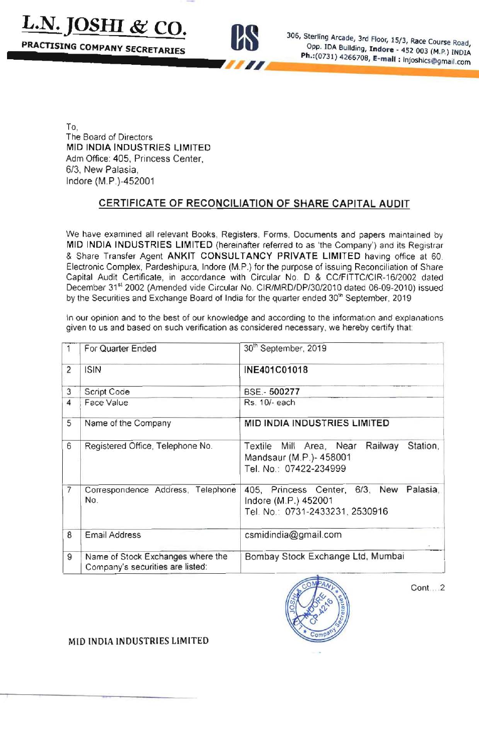# L.N. JOSHI & CO.

**PRACTISING COMPANY SECRETARIES**

306, Sterling Arcade, 3rd Floor, 15/3, Race Course Road, Opp. IDA Building, **Indore** - 452 003 (M.P.) INDIA
**Ph.:**(0731) 4266708, **E-mail :** lnjoshics@gmail.com

To,
The Board of Directors
MID INDIA INDUSTRIES LIMITED
Adm Office: 405, Princess Center,
6/3, New Palasia,
Indore (M.P.)-452001

## CERTIFICATE OF RECONCILIATION OF SHARE CAPITAL AUDIT

We have examined all relevant Books, Registers, Forms, Documents and papers maintained by **MID INDIA INDUSTRIES LIMITED** (hereinafter referred to as 'the Company') and its Registrar & Share Transfer Agent **ANKIT CONSULTANCY PRIVATE LIMITED** having office at 60, Electronic Complex, Pardeshipura, Indore (M.P.) for the purpose of issuing Reconciliation of Share Capital Audit Certificate, in accordance with Circular No. D & CC/FITTC/CIR-16/2002 dated December 31st 2002 (Amended vide Circular No. CIR/MRD/DP/30/2010 dated 06-09-2010) issued by the Securities and Exchange Board of India for the quarter ended 30th September, 2019

In our opinion and to the best of our knowledge and according to the information and explanations given to us and based on such verification as considered necessary, we hereby certify that:

| | | |
|---|---|---|
| 1 | For Quarter Ended | 30th September, 2019 |
| 2 | ISIN | **INE401C01018** |
| 3 | Script Code | BSE.- **500277** |
| 4 | Face Value | Rs. 10/- each |
| 5 | Name of the Company | **MID INDIA INDUSTRIES LIMITED** |
| 6 | Registered Office, Telephone No. | Textile Mill Area, Near Railway Station, Mandsaur (M.P.)- 458001<br>Tel. No.: 07422-234999 |
| 7 | Correspondence Address, Telephone No. | 405, Princess Center, 6/3, New Palasia, Indore (M.P.) 452001<br>Tel. No.: 0731-2433231, 2530916 |
| 8 | Email Address | csmidindia@gmail.com |
| 9 | Name of Stock Exchanges where the Company's securities are listed: | Bombay Stock Exchange Ltd, Mumbai |

Cont....2

MID INDIA INDUSTRIES LIMITED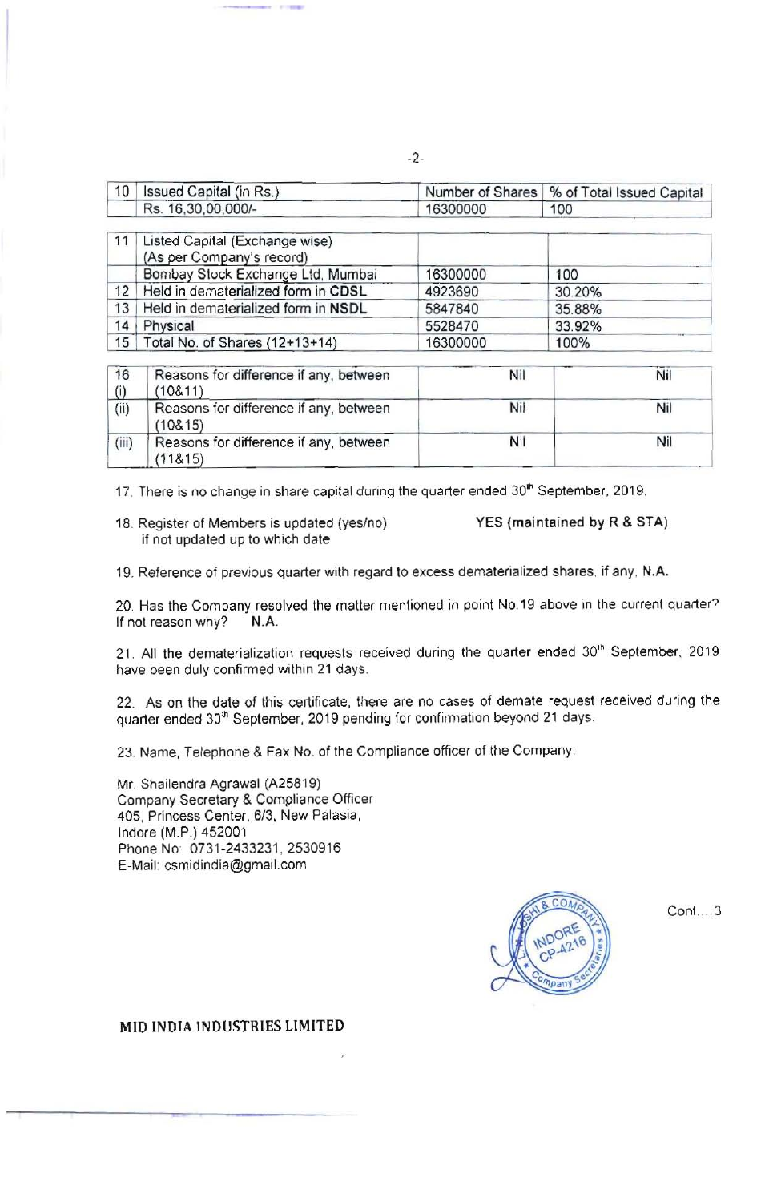| 10 | Issued Capital (in Rs.) | Number of Shares | % of Total Issued Capital |
|---|---|---|---|
| | Rs. 16,30,00,000/- | 16300000 | 100 |

| 11 | Listed Capital (Exchange wise) (As per Company's record) | | |
|---|---|---|---|
| | Bombay Stock Exchange Ltd, Mumbai | 16300000 | 100 |
| 12 | Held in dematerialized form in **CDSL** | 4923690 | 30.20% |
| 13 | Held in dematerialized form in **NSDL** | 5847840 | 35.88% |
| 14 | Physical | 5528470 | 33.92% |
| 15 | Total No. of Shares (12+13+14) | 16300000 | 100% |

| 16 (i) | Reasons for difference if any, between (10&11) | Nil | Nil |
|---|---|---|---|
| (ii) | Reasons for difference if any, between (10&15) | Nil | Nil |
| (iii) | Reasons for difference if any, between (11&15) | Nil | Nil |

17. There is no change in share capital during the quarter ended 30th September, 2019.

18. Register of Members is updated (yes/no) if not updated up to which date — **YES (maintained by R & STA)**

19. Reference of previous quarter with regard to excess dematerialized shares, if any, **N.A.**

20. Has the Company resolved the matter mentioned in point No.19 above in the current quarter? If not reason why? **N.A.**

21. All the dematerialization requests received during the quarter ended 30th September, 2019 have been duly confirmed within 21 days.

22. As on the date of this certificate, there are no cases of demate request received during the quarter ended 30th September, 2019 pending for confirmation beyond 21 days.

23. Name, Telephone & Fax No. of the Compliance officer of the Company:

Mr. Shailendra Agrawal (A25819)
Company Secretary & Compliance Officer
405, Princess Center, 6/3, New Palasia,
Indore (M.P.) 452001
Phone No: 0731-2433231, 2530916
E-Mail: csmidindia@gmail.com

Cont....3

**MID INDIA INDUSTRIES LIMITED**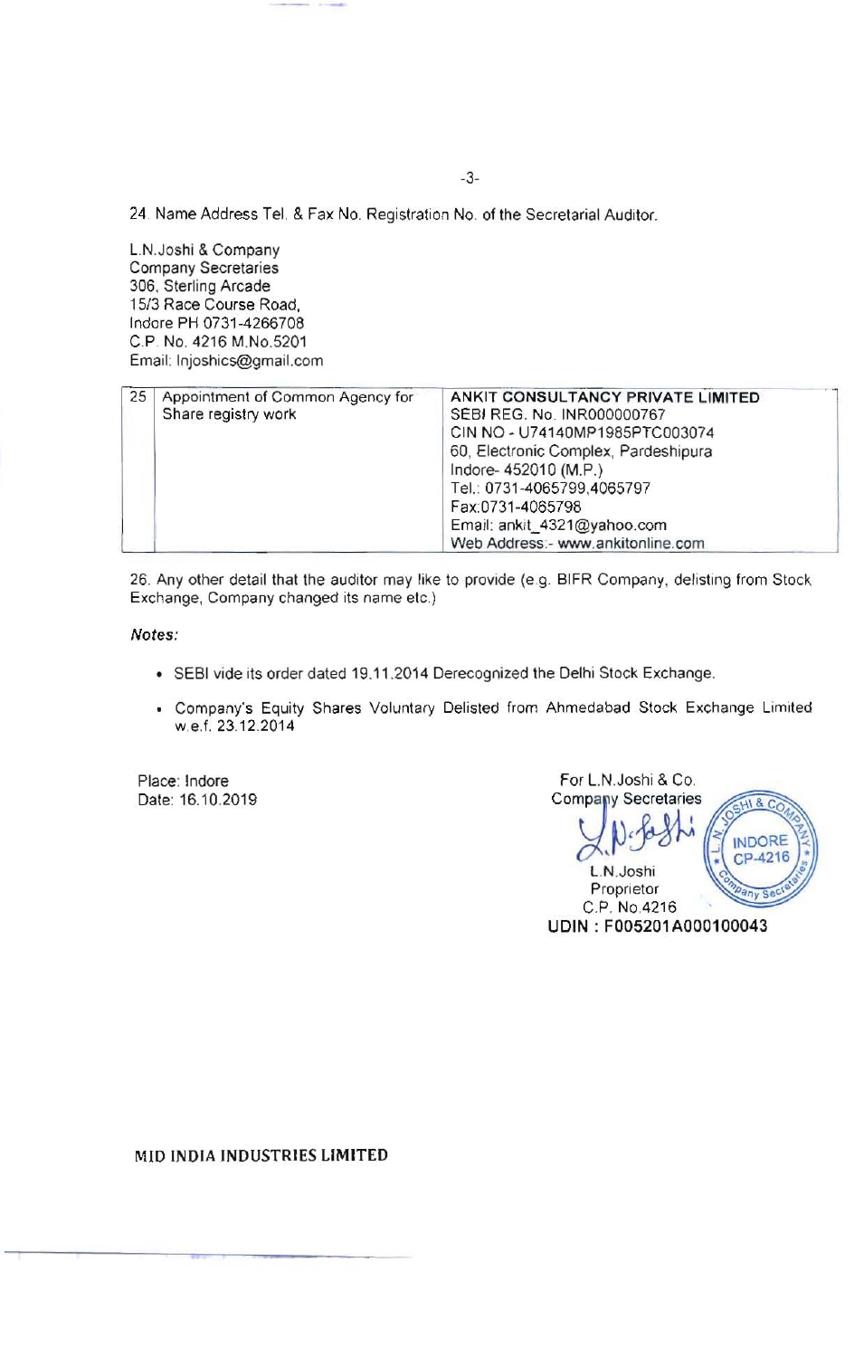24. Name Address Tel. & Fax No. Registration No. of the Secretarial Auditor.

L.N.Joshi & Company
Company Secretaries
306, Sterling Arcade
15/3 Race Course Road,
Indore PH 0731-4266708
C.P. No. 4216 M.No.5201
Email: lnjoshics@gmail.com

| | | |
|---|---|---|
| 25 | Appointment of Common Agency for Share registry work | **ANKIT CONSULTANCY PRIVATE LIMITED**<br>SEBI REG. No. INR000000767<br>CIN NO - U74140MP1985PTC003074<br>60, Electronic Complex, Pardeshipura<br>Indore- 452010 (M.P.)<br>Tel.: 0731-4065799,4065797<br>Fax:0731-4065798<br>Email: ankit_4321@yahoo.com<br>Web Address:- www.ankitonline.com |

26. Any other detail that the auditor may like to provide (e.g. BIFR Company, delisting from Stock Exchange, Company changed its name etc.)

*Notes:*

- SEBI vide its order dated 19.11.2014 Derecognized the Delhi Stock Exchange.
- Company's Equity Shares Voluntary Delisted from Ahmedabad Stock Exchange Limited w.e.f. 23.12.2014

Place: Indore
Date: 16.10.2019

For L.N.Joshi & Co.
Company Secretaries

L.N.Joshi
Proprietor
C.P. No.4216
**UDIN : F005201A000100043**

MID INDIA INDUSTRIES LIMITED